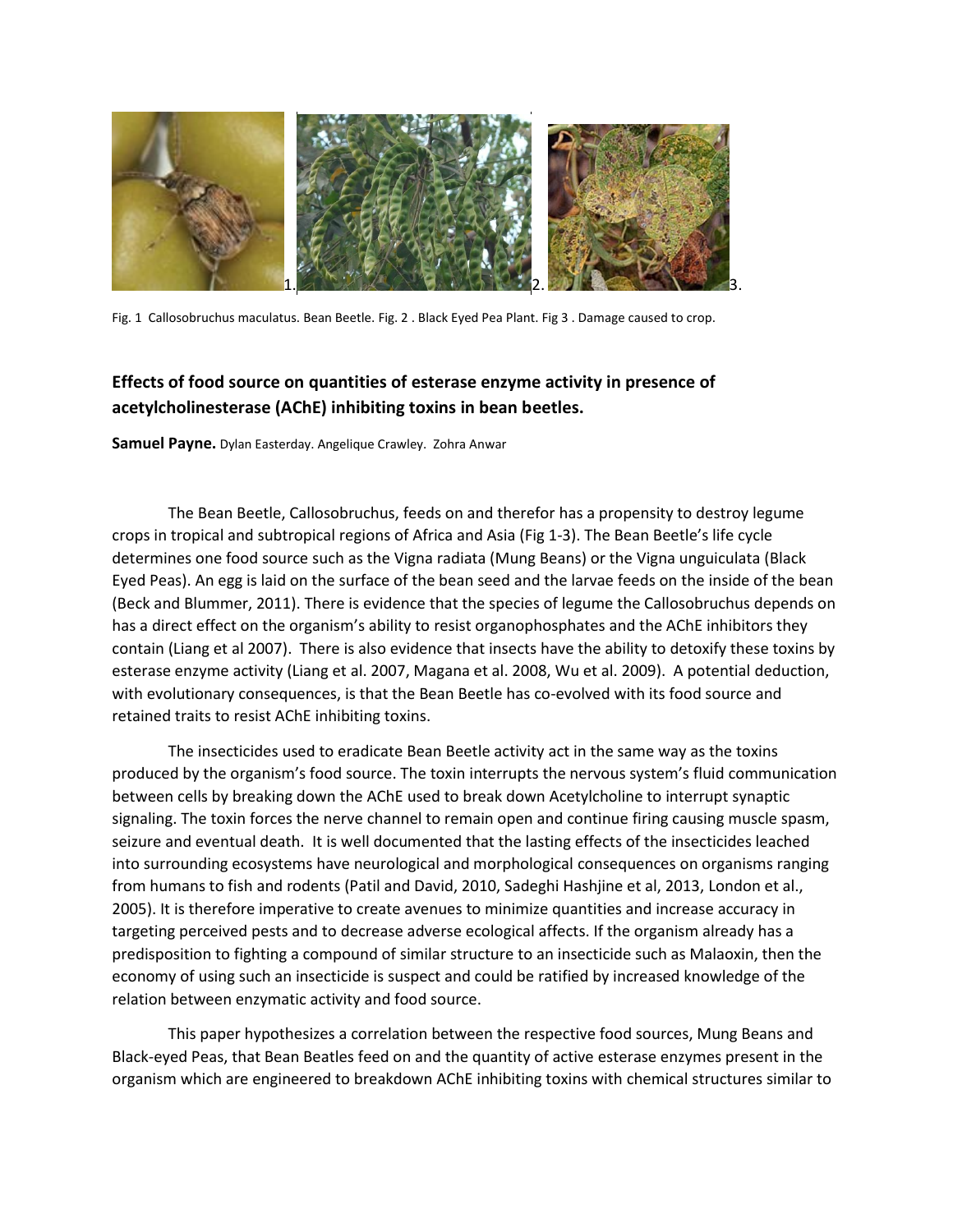1. 2. 3.

Fig. 1 Callosobruchus maculatus. Bean Beetle. Fig. 2 . Black Eyed Pea Plant. Fig 3 . Damage caused to crop.

### Effects of food source on quantities of esterase enzyme activity in presence of acetylcholinesterase (AChE) inhibiting toxins in bean beetles.

**Samuel Payne.** Dylan Easterday. Angelique Crawley. Zohra Anwar

The Bean Beetle, Callosobruchus, feeds on and therefor has a propensity to destroy legume crops in tropical and subtropical regions of Africa and Asia (Fig 1-3). The Bean Beetle's life cycle determines one food source such as the Vigna radiata (Mung Beans) or the Vigna unguiculata (Black Eyed Peas). An egg is laid on the surface of the bean seed and the larvae feeds on the inside of the bean (Beck and Blummer, 2011). There is evidence that the species of legume the Callosobruchus depends on has a direct effect on the organism's ability to resist organophosphates and the AChE inhibitors they contain (Liang et al 2007). There is also evidence that insects have the ability to detoxify these toxins by esterase enzyme activity (Liang et al. 2007, Magana et al. 2008, Wu et al. 2009). A potential deduction, with evolutionary consequences, is that the Bean Beetle has co-evolved with its food source and retained traits to resist AChE inhibiting toxins.

The insecticides used to eradicate Bean Beetle activity act in the same way as the toxins produced by the organism's food source. The toxin interrupts the nervous system's fluid communication between cells by breaking down the AChE used to break down Acetylcholine to interrupt synaptic signaling. The toxin forces the nerve channel to remain open and continue firing causing muscle spasm, seizure and eventual death. It is well documented that the lasting effects of the insecticides leached into surrounding ecosystems have neurological and morphological consequences on organisms ranging from humans to fish and rodents (Patil and David, 2010, Sadeghi Hashjine et al, 2013, London et al., 2005). It is therefore imperative to create avenues to minimize quantities and increase accuracy in targeting perceived pests and to decrease adverse ecological affects. If the organism already has a predisposition to fighting a compound of similar structure to an insecticide such as Malaoxin, then the economy of using such an insecticide is suspect and could be ratified by increased knowledge of the relation between enzymatic activity and food source.

This paper hypothesizes a correlation between the respective food sources, Mung Beans and Black-eyed Peas, that Bean Beatles feed on and the quantity of active esterase enzymes present in the organism which are engineered to breakdown AChE inhibiting toxins with chemical structures similar to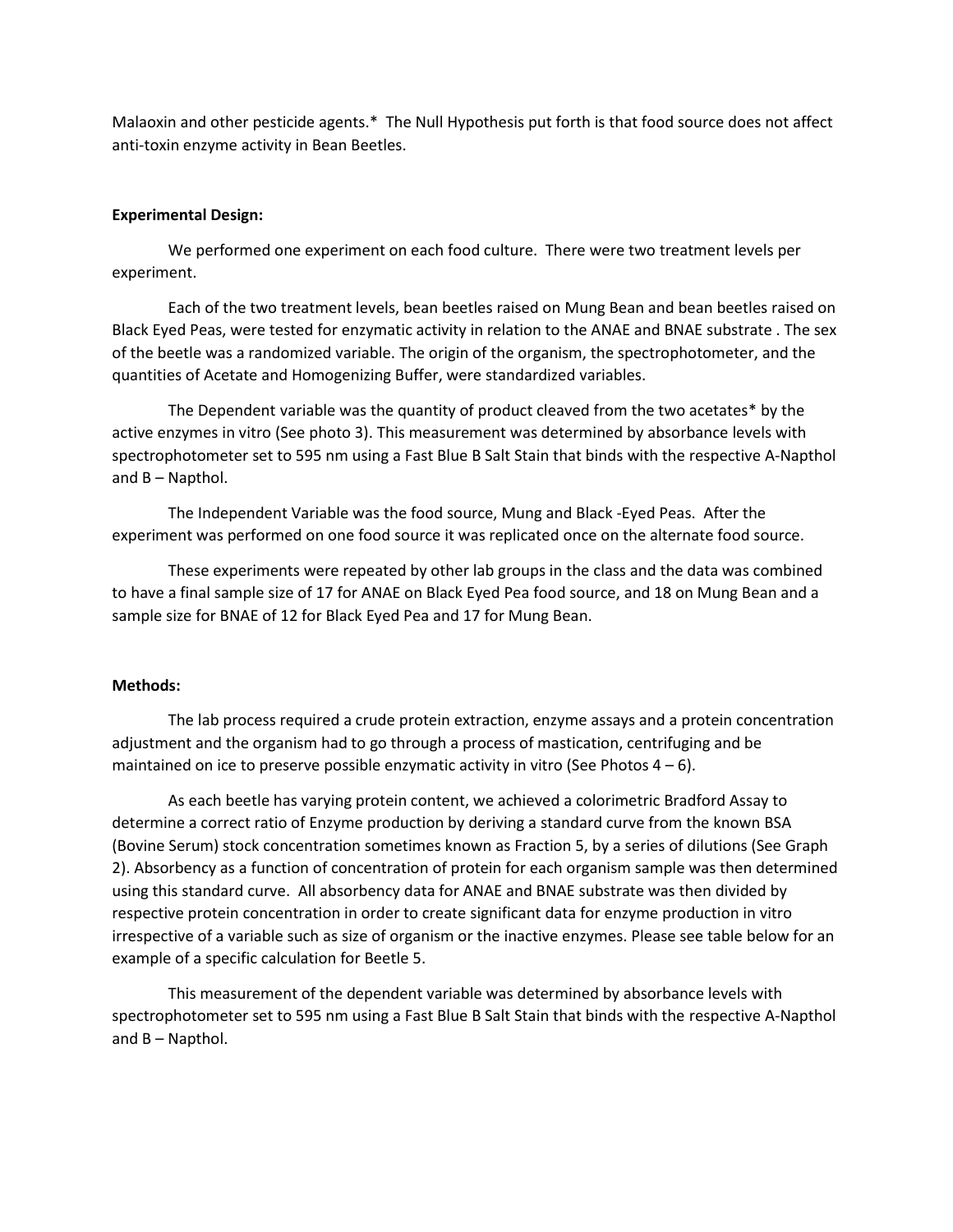Malaoxin and other pesticide agents.* The Null Hypothesis put forth is that food source does not affect anti-toxin enzyme activity in Bean Beetles.

**Experimental Design:**

We performed one experiment on each food culture. There were two treatment levels per experiment.

Each of the two treatment levels, bean beetles raised on Mung Bean and bean beetles raised on Black Eyed Peas, were tested for enzymatic activity in relation to the ANAE and BNAE substrate . The sex of the beetle was a randomized variable. The origin of the organism, the spectrophotometer, and the quantities of Acetate and Homogenizing Buffer, were standardized variables.

The Dependent variable was the quantity of product cleaved from the two acetates* by the active enzymes in vitro (See photo 3). This measurement was determined by absorbance levels with spectrophotometer set to 595 nm using a Fast Blue B Salt Stain that binds with the respective A-Napthol and B – Napthol.

The Independent Variable was the food source, Mung and Black -Eyed Peas. After the experiment was performed on one food source it was replicated once on the alternate food source.

These experiments were repeated by other lab groups in the class and the data was combined to have a final sample size of 17 for ANAE on Black Eyed Pea food source, and 18 on Mung Bean and a sample size for BNAE of 12 for Black Eyed Pea and 17 for Mung Bean.

**Methods:**

The lab process required a crude protein extraction, enzyme assays and a protein concentration adjustment and the organism had to go through a process of mastication, centrifuging and be maintained on ice to preserve possible enzymatic activity in vitro (See Photos 4 – 6).

As each beetle has varying protein content, we achieved a colorimetric Bradford Assay to determine a correct ratio of Enzyme production by deriving a standard curve from the known BSA (Bovine Serum) stock concentration sometimes known as Fraction 5, by a series of dilutions (See Graph 2). Absorbency as a function of concentration of protein for each organism sample was then determined using this standard curve. All absorbency data for ANAE and BNAE substrate was then divided by respective protein concentration in order to create significant data for enzyme production in vitro irrespective of a variable such as size of organism or the inactive enzymes. Please see table below for an example of a specific calculation for Beetle 5.

This measurement of the dependent variable was determined by absorbance levels with spectrophotometer set to 595 nm using a Fast Blue B Salt Stain that binds with the respective A-Napthol and B – Napthol.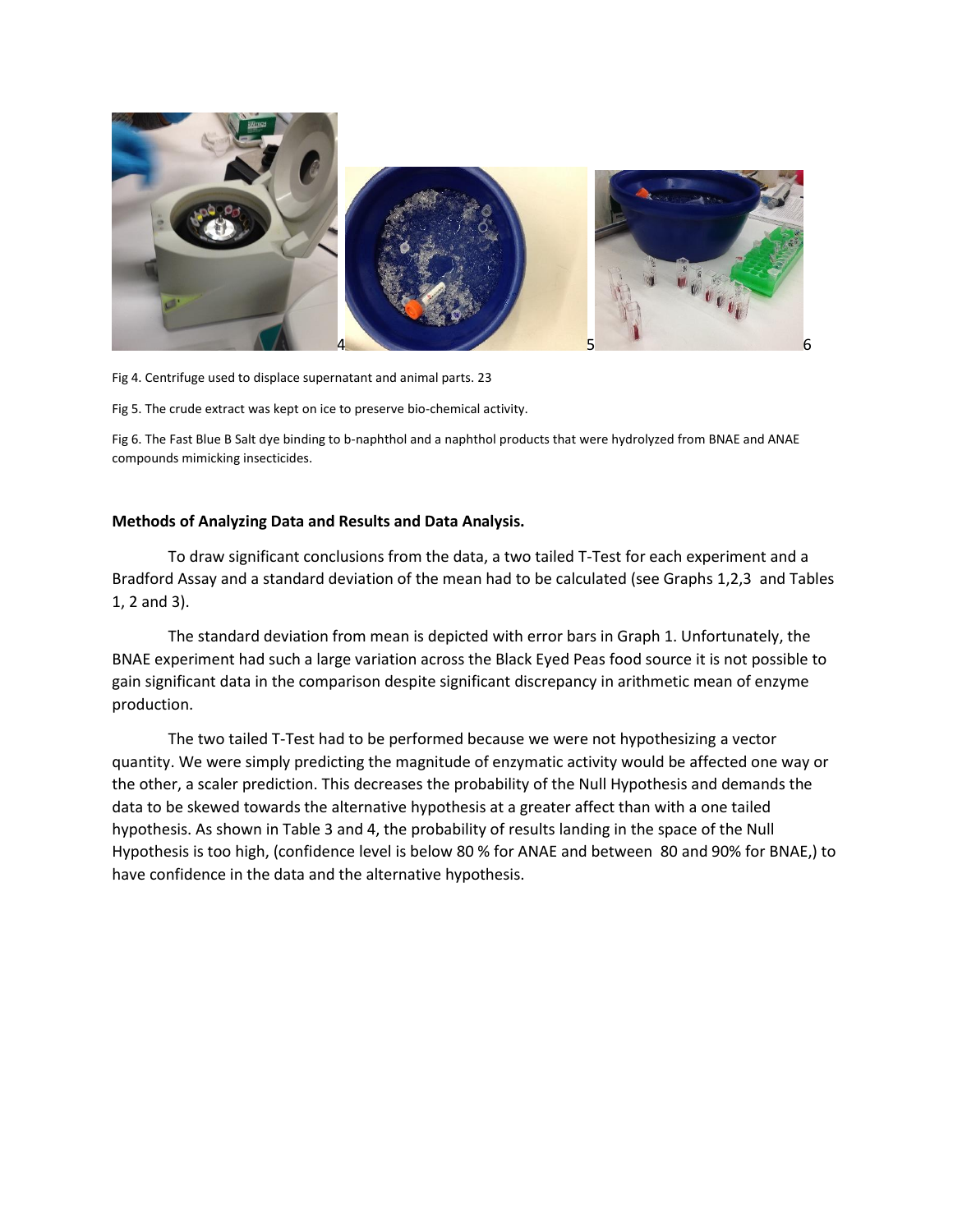4 5 6

Fig 4. Centrifuge used to displace supernatant and animal parts. 23

Fig 5. The crude extract was kept on ice to preserve bio-chemical activity.

Fig 6. The Fast Blue B Salt dye binding to b-naphthol and a naphthol products that were hydrolyzed from BNAE and ANAE compounds mimicking insecticides.

**Methods of Analyzing Data and Results and Data Analysis.**

To draw significant conclusions from the data, a two tailed T-Test for each experiment and a Bradford Assay and a standard deviation of the mean had to be calculated (see Graphs 1,2,3 and Tables 1, 2 and 3).

The standard deviation from mean is depicted with error bars in Graph 1. Unfortunately, the BNAE experiment had such a large variation across the Black Eyed Peas food source it is not possible to gain significant data in the comparison despite significant discrepancy in arithmetic mean of enzyme production.

The two tailed T-Test had to be performed because we were not hypothesizing a vector quantity. We were simply predicting the magnitude of enzymatic activity would be affected one way or the other, a scaler prediction. This decreases the probability of the Null Hypothesis and demands the data to be skewed towards the alternative hypothesis at a greater affect than with a one tailed hypothesis. As shown in Table 3 and 4, the probability of results landing in the space of the Null Hypothesis is too high, (confidence level is below 80 % for ANAE and between 80 and 90% for BNAE,) to have confidence in the data and the alternative hypothesis.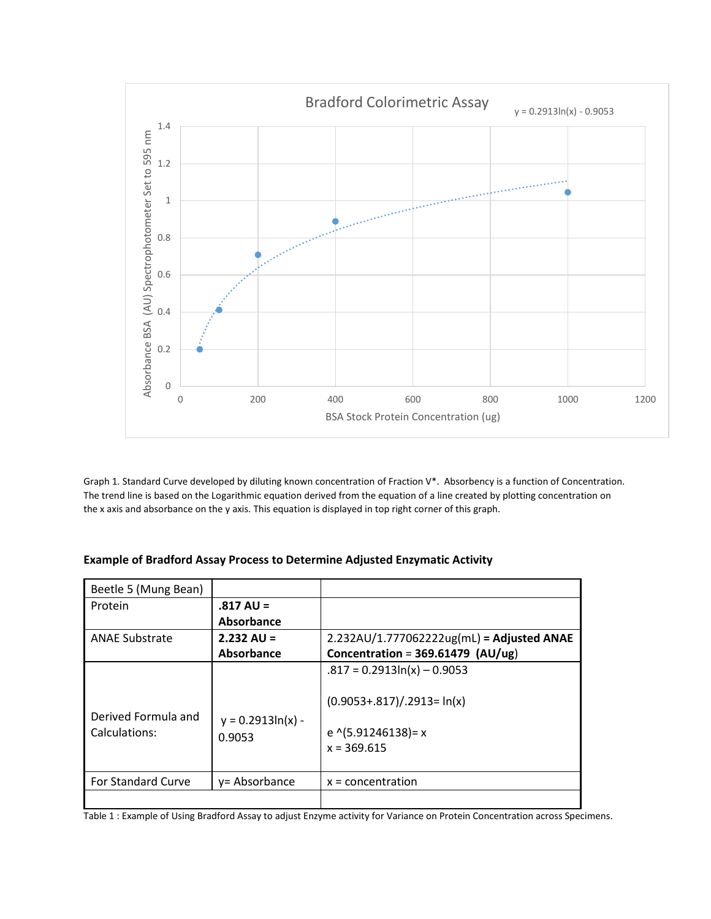Graph 1. Standard Curve developed by diluting known concentration of Fraction V*. Absorbency is a function of Concentration. The trend line is based on the Logarithmic equation derived from the equation of a line created by plotting concentration on the x axis and absorbance on the y axis. This equation is displayed in top right corner of this graph.

**Example of Bradford Assay Process to Determine Adjusted Enzymatic Activity**

| Beetle 5 (Mung Bean) | | |
|---|---|---|
| Protein | **.817 AU = Absorbance** | |
| ANAE Substrate | **2.232 AU = Absorbance** | 2.232AU/1.777062222ug(mL) **= Adjusted ANAE Concentration** = **369.61479** (AU/ug) |
| Derived Formula and Calculations: | y = 0.2913ln(x) - 0.9053 | .817 = 0.2913ln(x) – 0.9053<br><br>(0.9053+.817)/.2913= ln(x)<br><br>e ^(5.91246138)= x<br>x = 369.615 |
| For Standard Curve | y= Absorbance | x = concentration |
| | | |

Table 1 : Example of Using Bradford Assay to adjust Enzyme activity for Variance on Protein Concentration across Specimens.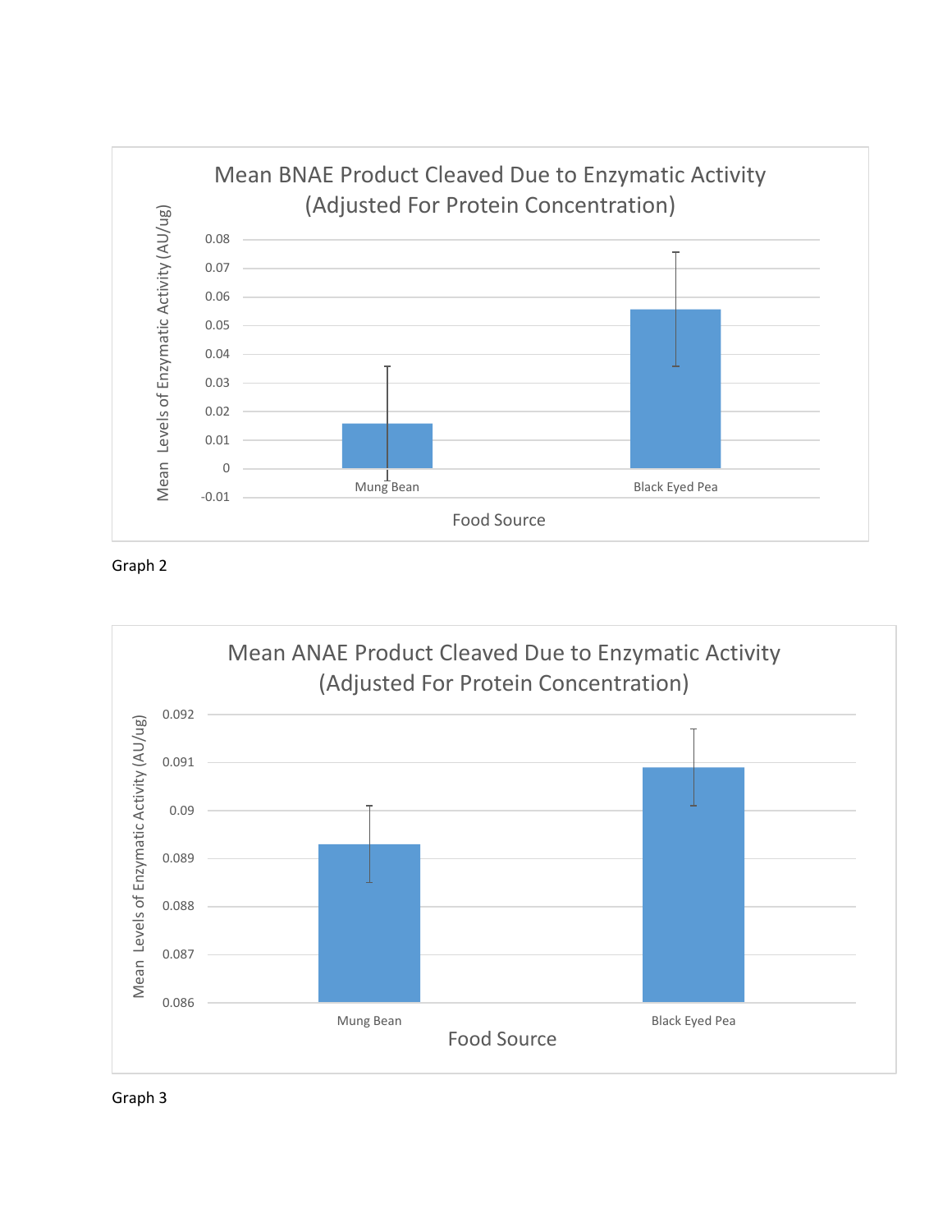**Mean BNAE Product Cleaved Due to Enzymatic Activity (Adjusted For Protein Concentration)**

Mean Levels of Enzymatic Activity (AU/ug)

0.08
0.07
0.06
0.05
0.04
0.03
0.02
0.01
0
-0.01

Mung Bean

Black Eyed Pea

Food Source

Graph 2

**Mean ANAE Product Cleaved Due to Enzymatic Activity (Adjusted For Protein Concentration)**

Mean Levels of Enzymatic Activity (AU/ug)

0.092
0.091
0.09
0.089
0.088
0.087
0.086

Mung Bean

Black Eyed Pea

Food Source

Graph 3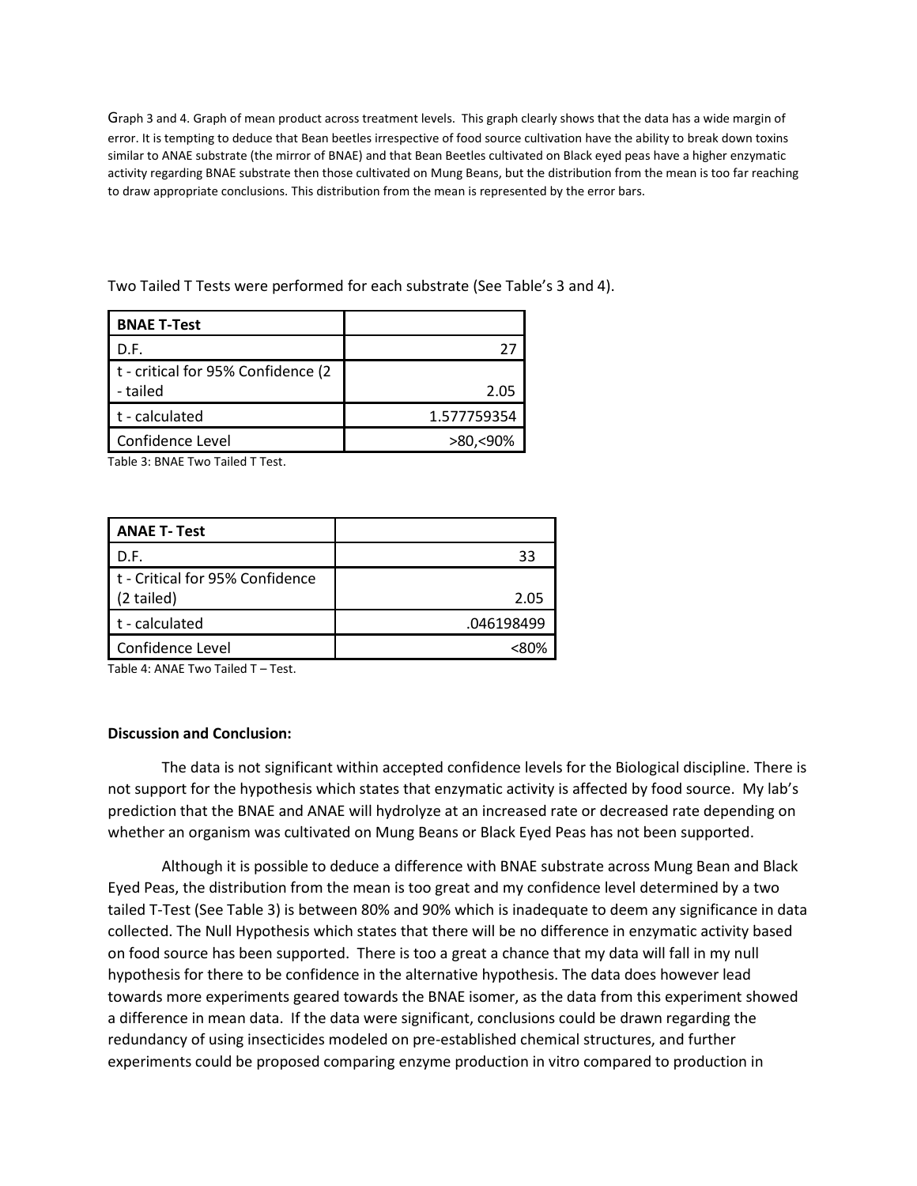Graph 3 and 4. Graph of mean product across treatment levels. This graph clearly shows that the data has a wide margin of error. It is tempting to deduce that Bean beetles irrespective of food source cultivation have the ability to break down toxins similar to ANAE substrate (the mirror of BNAE) and that Bean Beetles cultivated on Black eyed peas have a higher enzymatic activity regarding BNAE substrate then those cultivated on Mung Beans, but the distribution from the mean is too far reaching to draw appropriate conclusions. This distribution from the mean is represented by the error bars.

Two Tailed T Tests were performed for each substrate (See Table's 3 and 4).

| **BNAE T-Test** | |
|---|---|
| D.F. | 27 |
| t - critical for 95% Confidence (2 - tailed | 2.05 |
| t - calculated | 1.577759354 |
| Confidence Level | >80,<90% |

Table 3: BNAE Two Tailed T Test.

| **ANAE T- Test** | |
|---|---|
| D.F. | 33 |
| t - Critical for 95% Confidence (2 tailed) | 2.05 |
| t - calculated | .046198499 |
| Confidence Level | <80% |

Table 4: ANAE Two Tailed T – Test.

**Discussion and Conclusion:**

The data is not significant within accepted confidence levels for the Biological discipline. There is not support for the hypothesis which states that enzymatic activity is affected by food source. My lab's prediction that the BNAE and ANAE will hydrolyze at an increased rate or decreased rate depending on whether an organism was cultivated on Mung Beans or Black Eyed Peas has not been supported.

Although it is possible to deduce a difference with BNAE substrate across Mung Bean and Black Eyed Peas, the distribution from the mean is too great and my confidence level determined by a two tailed T-Test (See Table 3) is between 80% and 90% which is inadequate to deem any significance in data collected. The Null Hypothesis which states that there will be no difference in enzymatic activity based on food source has been supported. There is too a great a chance that my data will fall in my null hypothesis for there to be confidence in the alternative hypothesis. The data does however lead towards more experiments geared towards the BNAE isomer, as the data from this experiment showed a difference in mean data. If the data were significant, conclusions could be drawn regarding the redundancy of using insecticides modeled on pre-established chemical structures, and further experiments could be proposed comparing enzyme production in vitro compared to production in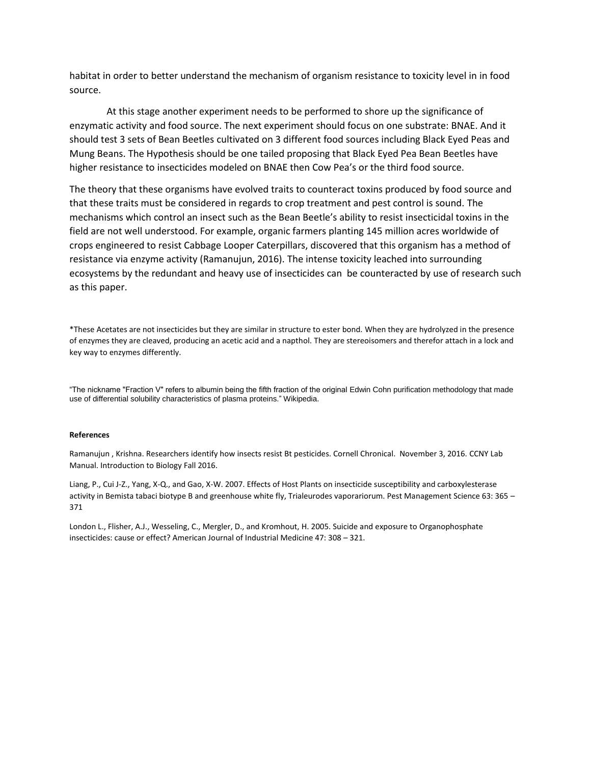habitat in order to better understand the mechanism of organism resistance to toxicity level in in food source.

At this stage another experiment needs to be performed to shore up the significance of enzymatic activity and food source. The next experiment should focus on one substrate: BNAE. And it should test 3 sets of Bean Beetles cultivated on 3 different food sources including Black Eyed Peas and Mung Beans. The Hypothesis should be one tailed proposing that Black Eyed Pea Bean Beetles have higher resistance to insecticides modeled on BNAE then Cow Pea's or the third food source.

The theory that these organisms have evolved traits to counteract toxins produced by food source and that these traits must be considered in regards to crop treatment and pest control is sound. The mechanisms which control an insect such as the Bean Beetle's ability to resist insecticidal toxins in the field are not well understood. For example, organic farmers planting 145 million acres worldwide of crops engineered to resist Cabbage Looper Caterpillars, discovered that this organism has a method of resistance via enzyme activity (Ramanujun, 2016). The intense toxicity leached into surrounding ecosystems by the redundant and heavy use of insecticides can be counteracted by use of research such as this paper.

*These Acetates are not insecticides but they are similar in structure to ester bond. When they are hydrolyzed in the presence of enzymes they are cleaved, producing an acetic acid and a napthol. They are stereoisomers and therefor attach in a lock and key way to enzymes differently.

"The nickname "Fraction V" refers to albumin being the fifth fraction of the original Edwin Cohn purification methodology that made use of differential solubility characteristics of plasma proteins." Wikipedia.

**References**

Ramanujun , Krishna. Researchers identify how insects resist Bt pesticides. Cornell Chronical. November 3, 2016. CCNY Lab Manual. Introduction to Biology Fall 2016.

Liang, P., Cui J-Z., Yang, X-Q., and Gao, X-W. 2007. Effects of Host Plants on insecticide susceptibility and carboxylesterase activity in Bemista tabaci biotype B and greenhouse white fly, Trialeurodes vaporariorum. Pest Management Science 63: 365 – 371

London L., Flisher, A.J., Wesseling, C., Mergler, D., and Kromhout, H. 2005. Suicide and exposure to Organophosphate insecticides: cause or effect? American Journal of Industrial Medicine 47: 308 – 321.